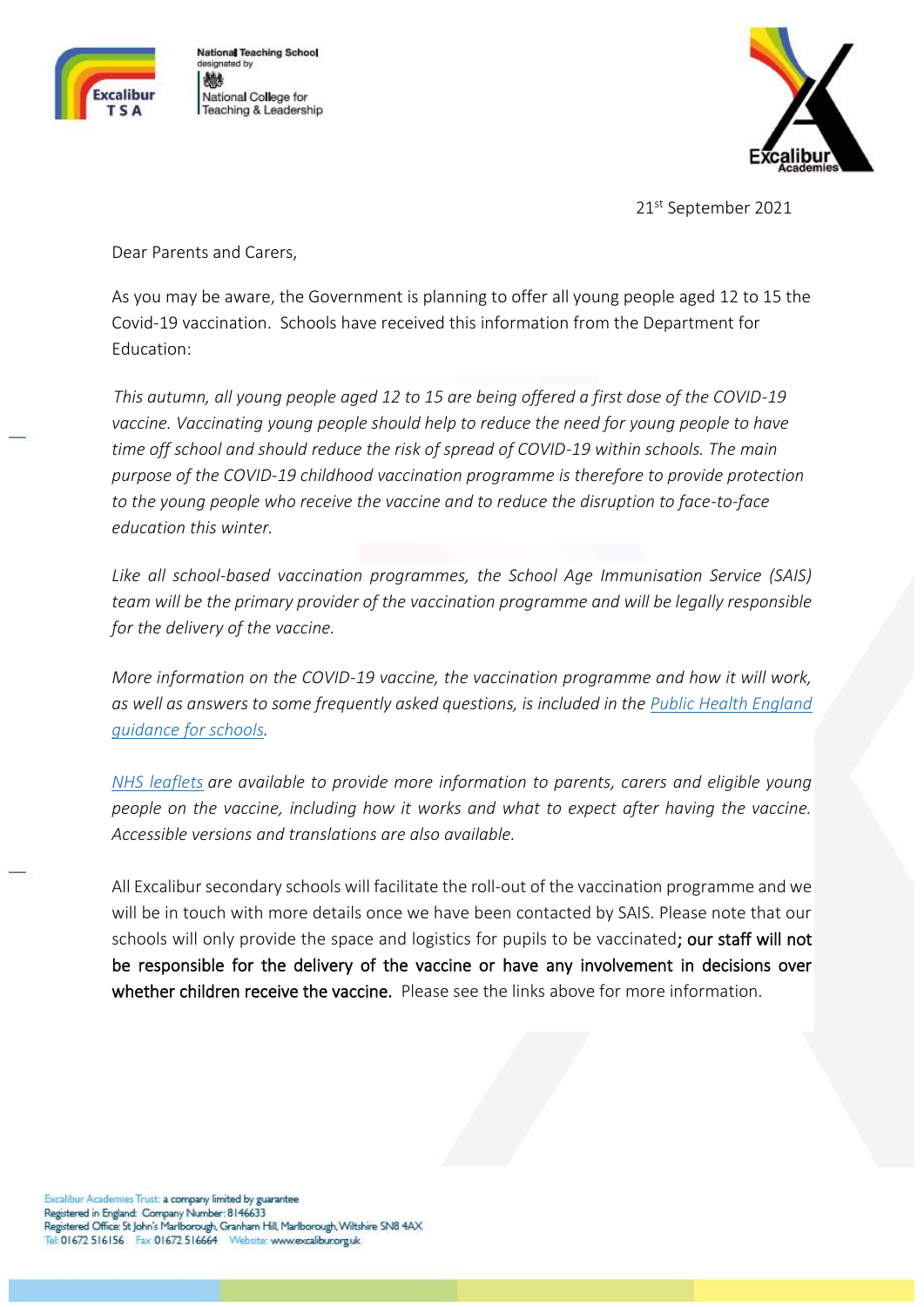National Teaching School designated by National College for Teaching & Leadership

21st September 2021

Dear Parents and Carers,

As you may be aware, the Government is planning to offer all young people aged 12 to 15 the Covid-19 vaccination. Schools have received this information from the Department for Education:

*This autumn, all young people aged 12 to 15 are being offered a first dose of the COVID-19 vaccine. Vaccinating young people should help to reduce the need for young people to have time off school and should reduce the risk of spread of COVID-19 within schools. The main purpose of the COVID-19 childhood vaccination programme is therefore to provide protection to the young people who receive the vaccine and to reduce the disruption to face-to-face education this winter.*

*Like all school-based vaccination programmes, the School Age Immunisation Service (SAIS) team will be the primary provider of the vaccination programme and will be legally responsible for the delivery of the vaccine.*

*More information on the COVID-19 vaccine, the vaccination programme and how it will work, as well as answers to some frequently asked questions, is included in the Public Health England guidance for schools.*

*NHS leaflets are available to provide more information to parents, carers and eligible young people on the vaccine, including how it works and what to expect after having the vaccine. Accessible versions and translations are also available.*

All Excalibur secondary schools will facilitate the roll-out of the vaccination programme and we will be in touch with more details once we have been contacted by SAIS. Please note that our schools will only provide the space and logistics for pupils to be vaccinated**; our staff will not be responsible for the delivery of the vaccine or have any involvement in decisions over whether children receive the vaccine.** Please see the links above for more information.

Excalibur Academies Trust: a company limited by guarantee
Registered in England: Company Number: 8146633
Registered Office: St John's Marlborough, Granham Hill, Marlborough, Wiltshire SN8 4AX
Tel: 01672 516156 Fax 01672 516664 Website: www.excalibur.org.uk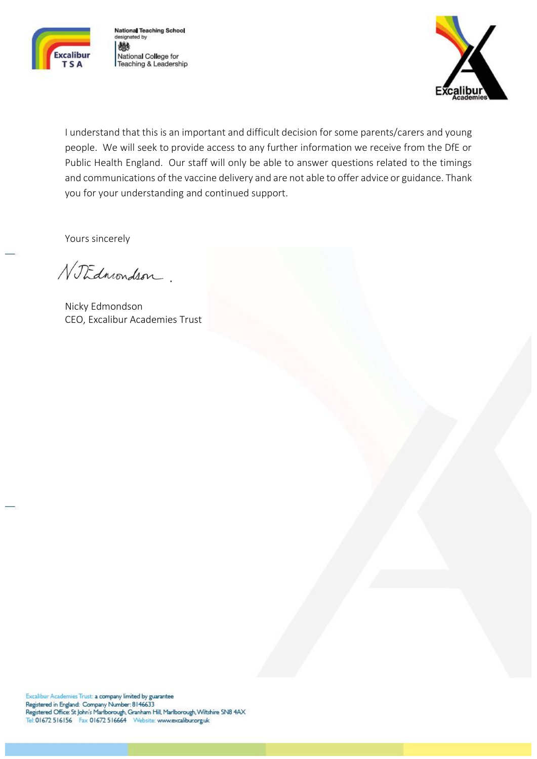I understand that this is an important and difficult decision for some parents/carers and young people. We will seek to provide access to any further information we receive from the DfE or Public Health England. Our staff will only be able to answer questions related to the timings and communications of the vaccine delivery and are not able to offer advice or guidance. Thank you for your understanding and continued support.

Yours sincerely

Nicky Edmondson
CEO, Excalibur Academies Trust

Excalibur Academies Trust: a company limited by guarantee
Registered in England: Company Number: 8146633
Registered Office: St John's Marlborough, Granham Hill, Marlborough, Wiltshire SN8 4AX
Tel: 01672 516156 Fax 01672 516664 Website: www.excalibur.org.uk